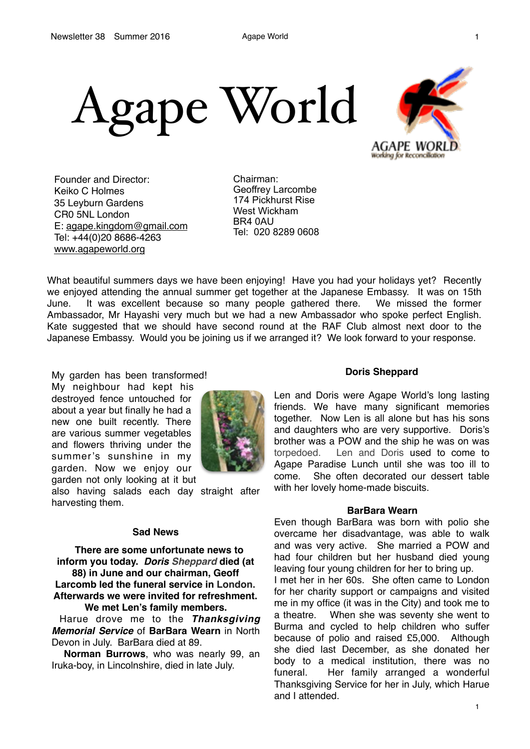# Agape World

AGAPE WORLD
Working for Reconciliation

Founder and Director:
Keiko C Holmes
35 Leyburn Gardens
CR0 5NL London
E: agape.kingdom@gmail.com
Tel: +44(0)20 8686-4263
www.agapeworld.org

Chairman:
Geoffrey Larcombe
174 Pickhurst Rise
West Wickham
BR4 0AU
Tel: 020 8289 0608

What beautiful summers days we have been enjoying! Have you had your holidays yet? Recently we enjoyed attending the annual summer get together at the Japanese Embassy. It was on 15th June. It was excellent because so many people gathered there. We missed the former Ambassador, Mr Hayashi very much but we had a new Ambassador who spoke perfect English. Kate suggested that we should have second round at the RAF Club almost next door to the Japanese Embassy. Would you be joining us if we arranged it? We look forward to your response.

My garden has been transformed! My neighbour had kept his destroyed fence untouched for about a year but finally he had a new one built recently. There are various summer vegetables and flowers thriving under the summer's sunshine in my garden. Now we enjoy our garden not only looking at it but also having salads each day straight after harvesting them.

### Sad News

**There are some unfortunate news to inform you today. *Doris Sheppard* died (at 88) in June and our chairman, Geoff Larcomb led the funeral service in London. Afterwards we were invited for refreshment. We met Len's family members.**

Harue drove me to the ***Thanksgiving Memorial Service*** of **BarBara Wearn** in North Devon in July. BarBara died at 89.

**Norman Burrows**, who was nearly 99, an Iruka-boy, in Lincolnshire, died in late July.

### Doris Sheppard

Len and Doris were Agape World's long lasting friends. We have many significant memories together. Now Len is all alone but has his sons and daughters who are very supportive. Doris's brother was a POW and the ship he was on was torpedoed. Len and Doris used to come to Agape Paradise Lunch until she was too ill to come. She often decorated our dessert table with her lovely home-made biscuits.

### BarBara Wearn

Even though BarBara was born with polio she overcame her disadvantage, was able to walk and was very active. She married a POW and had four children but her husband died young leaving four young children for her to bring up.

I met her in her 60s. She often came to London for her charity support or campaigns and visited me in my office (it was in the City) and took me to a theatre. When she was seventy she went to Burma and cycled to help children who suffer because of polio and raised £5,000. Although she died last December, as she donated her body to a medical institution, there was no funeral. Her family arranged a wonderful Thanksgiving Service for her in July, which Harue and I attended.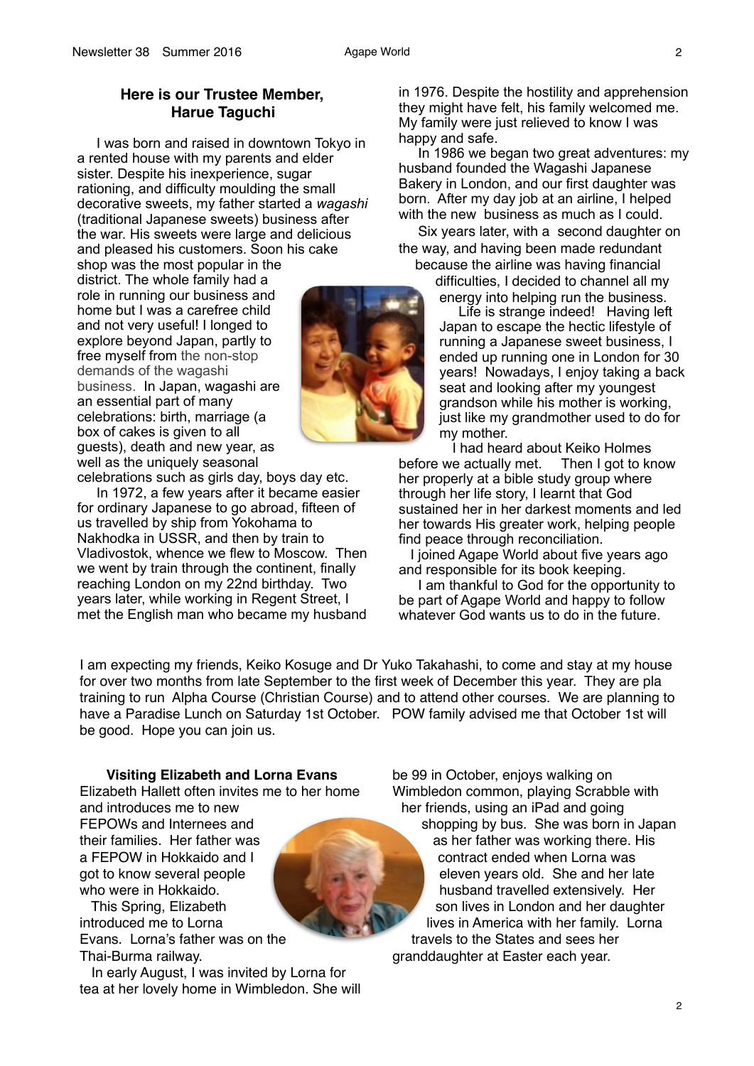## Here is our Trustee Member, Harue Taguchi

I was born and raised in downtown Tokyo in a rented house with my parents and elder sister. Despite his inexperience, sugar rationing, and difficulty moulding the small decorative sweets, my father started a *wagashi* (traditional Japanese sweets) business after the war. His sweets were large and delicious and pleased his customers. Soon his cake shop was the most popular in the district. The whole family had a role in running our business and home but I was a carefree child and not very useful! I longed to explore beyond Japan, partly to free myself from the non-stop demands of the wagashi business. In Japan, wagashi are an essential part of many celebrations: birth, marriage (a box of cakes is given to all guests), death and new year, as well as the uniquely seasonal celebrations such as girls day, boys day etc.

In 1972, a few years after it became easier for ordinary Japanese to go abroad, fifteen of us travelled by ship from Yokohama to Nakhodka in USSR, and then by train to Vladivostok, whence we flew to Moscow. Then we went by train through the continent, finally reaching London on my 22nd birthday. Two years later, while working in Regent Street, I met the English man who became my husband in 1976. Despite the hostility and apprehension they might have felt, his family welcomed me. My family were just relieved to know I was happy and safe.

In 1986 we began two great adventures: my husband founded the Wagashi Japanese Bakery in London, and our first daughter was born. After my day job at an airline, I helped with the new business as much as I could.

Six years later, with a second daughter on the way, and having been made redundant because the airline was having financial difficulties, I decided to channel all my energy into helping run the business.

Life is strange indeed! Having left Japan to escape the hectic lifestyle of running a Japanese sweet business, I ended up running one in London for 30 years! Nowadays, I enjoy taking a back seat and looking after my youngest grandson while his mother is working, just like my grandmother used to do for my mother.

I had heard about Keiko Holmes before we actually met. Then I got to know her properly at a bible study group where through her life story, I learnt that God sustained her in her darkest moments and led her towards His greater work, helping people find peace through reconciliation.

I joined Agape World about five years ago and responsible for its book keeping.

I am thankful to God for the opportunity to be part of Agape World and happy to follow whatever God wants us to do in the future.

I am expecting my friends, Keiko Kosuge and Dr Yuko Takahashi, to come and stay at my house for over two months from late September to the first week of December this year. They are pla training to run Alpha Course (Christian Course) and to attend other courses. We are planning to have a Paradise Lunch on Saturday 1st October. POW family advised me that October 1st will be good. Hope you can join us.

## Visiting Elizabeth and Lorna Evans

Elizabeth Hallett often invites me to her home and introduces me to new FEPOWs and Internees and their families. Her father was a FEPOW in Hokkaido and I got to know several people who were in Hokkaido.

This Spring, Elizabeth introduced me to Lorna Evans. Lorna's father was on the Thai-Burma railway.

In early August, I was invited by Lorna for tea at her lovely home in Wimbledon. She will be 99 in October, enjoys walking on Wimbledon common, playing Scrabble with her friends, using an iPad and going shopping by bus. She was born in Japan as her father was working there. His contract ended when Lorna was eleven years old. She and her late husband travelled extensively. Her son lives in London and her daughter lives in America with her family. Lorna travels to the States and sees her granddaughter at Easter each year.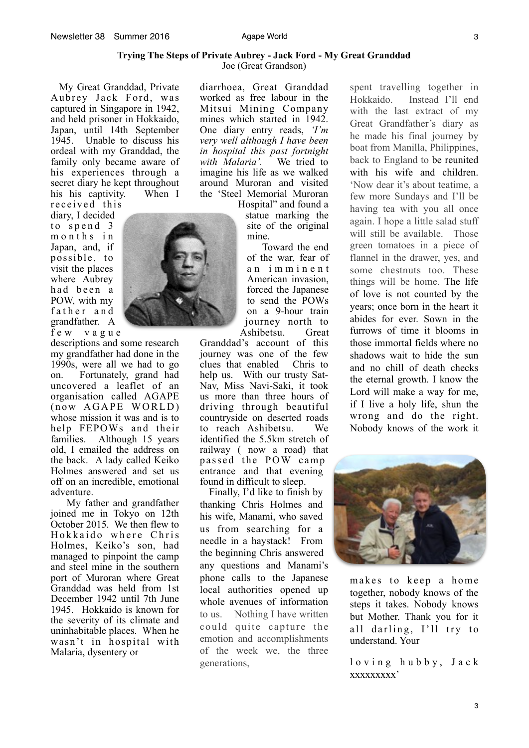**Trying The Steps of Private Aubrey - Jack Ford - My Great Granddad**

Joe (Great Grandson)

My Great Granddad, Private Aubrey Jack Ford, was captured in Singapore in 1942, and held prisoner in Hokkaido, Japan, until 14th September 1945. Unable to discuss his ordeal with my Granddad, the family only became aware of his experiences through a secret diary he kept throughout his his captivity. When I received this diary, I decided to spend 3 months in Japan, and, if possible, to visit the places where Aubrey had been a POW, with my father and grandfather. A few vague descriptions and some research my grandfather had done in the 1990s, were all we had to go on. Fortunately, grand had uncovered a leaflet of an organisation called AGAPE (now AGAPE WORLD) whose mission it was and is to help FEPOWs and their families. Although 15 years old, I emailed the address on the back. A lady called Keiko Holmes answered and set us off on an incredible, emotional adventure.

My father and grandfather joined me in Tokyo on 12th October 2015. We then flew to Hokkaido where Chris Holmes, Keiko's son, had managed to pinpoint the camp and steel mine in the southern port of Muroran where Great Granddad was held from 1st December 1942 until 7th June 1945. Hokkaido is known for the severity of its climate and uninhabitable places. When he wasn't in hospital with Malaria, dysentery or diarrhoea, Great Granddad worked as free labour in the Mitsui Mining Company mines which started in 1942. One diary entry reads, *'I'm very well although I have been in hospital this past fortnight with Malaria'.* We tried to imagine his life as we walked around Muroran and visited the 'Steel Memorial Muroran Hospital" and found a statue marking the site of the original mine.

Toward the end of the war, fear of an imminent American invasion, forced the Japanese to send the POWs on a 9-hour train journey north to Ashibetsu. Great Granddad's account of this journey was one of the few clues that enabled Chris to help us. With our trusty Sat-Nav, Miss Navi-Saki, it took us more than three hours of driving through beautiful countryside on deserted roads to reach Ashibetsu. We identified the 5.5km stretch of railway ( now a road) that passed the POW camp entrance and that evening found in difficult to sleep.

Finally, I'd like to finish by thanking Chris Holmes and his wife, Manami, who saved us from searching for a needle in a haystack! From the beginning Chris answered any questions and Manami's phone calls to the Japanese local authorities opened up whole avenues of information to us. Nothing I have written could quite capture the emotion and accomplishments of the week we, the three generations, spent travelling together in Hokkaido. Instead I'll end with the last extract of my Great Grandfather's diary as he made his final journey by boat from Manilla, Philippines, back to England to be reunited with his wife and children. 'Now dear it's about teatime, a few more Sundays and I'll be having tea with you all once again. I hope a little salad stuff will still be available. Those green tomatoes in a piece of flannel in the drawer, yes, and some chestnuts too. These things will be home. The life of love is not counted by the years; once born in the heart it abides for ever. Sown in the furrows of time it blooms in those immortal fields where no shadows wait to hide the sun and no chill of death checks the eternal growth. I know the Lord will make a way for me, if I live a holy life, shun the wrong and do the right. Nobody knows of the work it makes to keep a home together, nobody knows of the steps it takes. Nobody knows but Mother. Thank you for it all darling, I'll try to understand. Your

loving hubby, Jack xxxxxxxxx'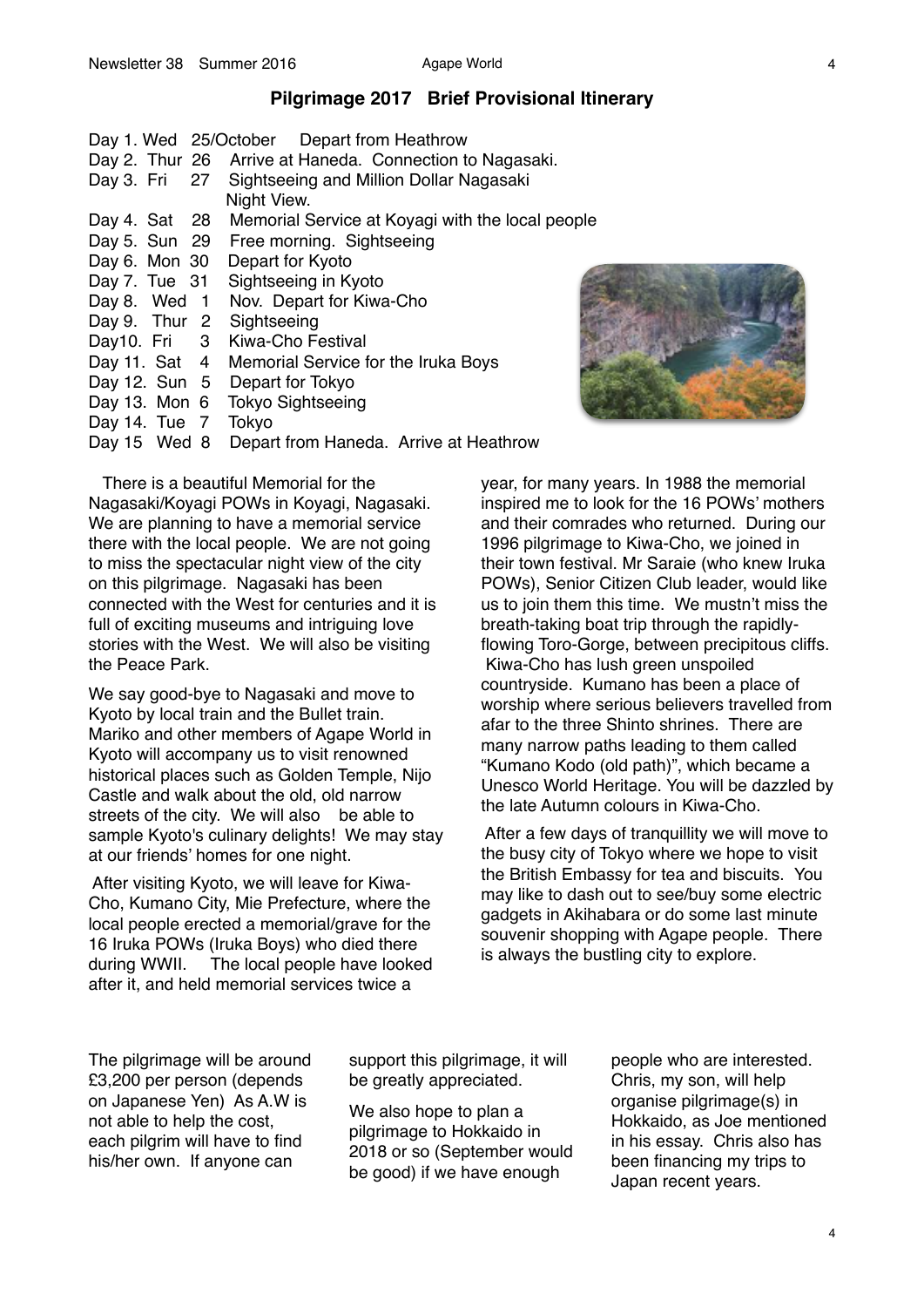## Pilgrimage 2017 Brief Provisional Itinerary

Day 1. Wed 25/October Depart from Heathrow
Day 2. Thur 26 Arrive at Haneda. Connection to Nagasaki.
Day 3. Fri 27 Sightseeing and Million Dollar Nagasaki Night View.
Day 4. Sat 28 Memorial Service at Koyagi with the local people
Day 5. Sun 29 Free morning. Sightseeing
Day 6. Mon 30 Depart for Kyoto
Day 7. Tue 31 Sightseeing in Kyoto
Day 8. Wed 1 Nov. Depart for Kiwa-Cho
Day 9. Thur 2 Sightseeing
Day10. Fri 3 Kiwa-Cho Festival
Day 11. Sat 4 Memorial Service for the Iruka Boys
Day 12. Sun 5 Depart for Tokyo
Day 13. Mon 6 Tokyo Sightseeing
Day 14. Tue 7 Tokyo
Day 15 Wed 8 Depart from Haneda. Arrive at Heathrow

There is a beautiful Memorial for the Nagasaki/Koyagi POWs in Koyagi, Nagasaki. We are planning to have a memorial service there with the local people. We are not going to miss the spectacular night view of the city on this pilgrimage. Nagasaki has been connected with the West for centuries and it is full of exciting museums and intriguing love stories with the West. We will also be visiting the Peace Park.

We say good-bye to Nagasaki and move to Kyoto by local train and the Bullet train. Mariko and other members of Agape World in Kyoto will accompany us to visit renowned historical places such as Golden Temple, Nijo Castle and walk about the old, old narrow streets of the city. We will also be able to sample Kyoto's culinary delights! We may stay at our friends' homes for one night.

After visiting Kyoto, we will leave for Kiwa-Cho, Kumano City, Mie Prefecture, where the local people erected a memorial/grave for the 16 Iruka POWs (Iruka Boys) who died there during WWII. The local people have looked after it, and held memorial services twice a year, for many years. In 1988 the memorial inspired me to look for the 16 POWs' mothers and their comrades who returned. During our 1996 pilgrimage to Kiwa-Cho, we joined in their town festival. Mr Saraie (who knew Iruka POWs), Senior Citizen Club leader, would like us to join them this time. We mustn't miss the breath-taking boat trip through the rapidly-flowing Toro-Gorge, between precipitous cliffs. Kiwa-Cho has lush green unspoiled countryside. Kumano has been a place of worship where serious believers travelled from afar to the three Shinto shrines. There are many narrow paths leading to them called "Kumano Kodo (old path)", which became a Unesco World Heritage. You will be dazzled by the late Autumn colours in Kiwa-Cho.

After a few days of tranquillity we will move to the busy city of Tokyo where we hope to visit the British Embassy for tea and biscuits. You may like to dash out to see/buy some electric gadgets in Akihabara or do some last minute souvenir shopping with Agape people. There is always the bustling city to explore.

The pilgrimage will be around £3,200 per person (depends on Japanese Yen) As A.W is not able to help the cost, each pilgrim will have to find his/her own. If anyone can support this pilgrimage, it will be greatly appreciated.

We also hope to plan a pilgrimage to Hokkaido in 2018 or so (September would be good) if we have enough people who are interested. Chris, my son, will help organise pilgrimage(s) in Hokkaido, as Joe mentioned in his essay. Chris also has been financing my trips to Japan recent years.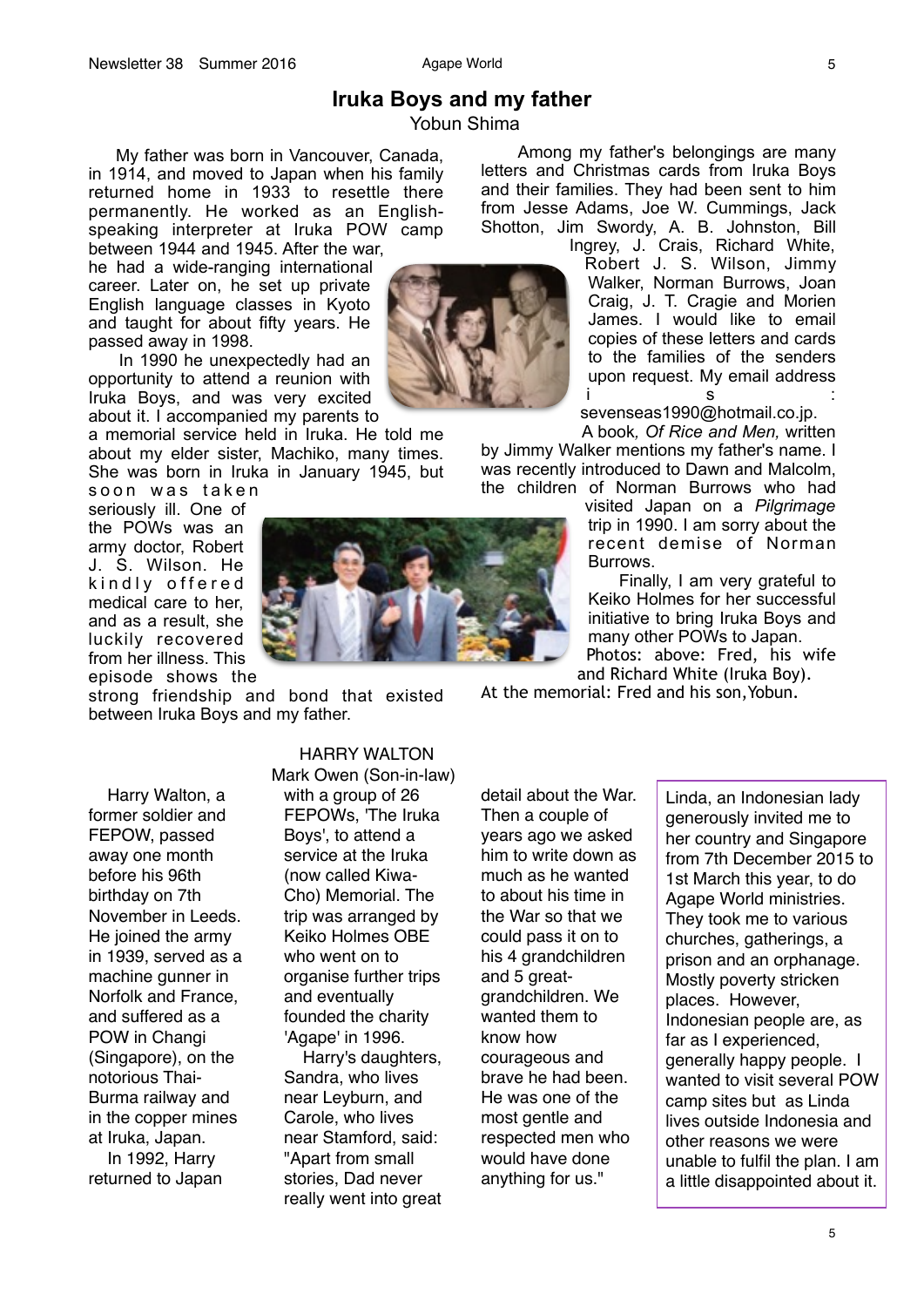## Iruka Boys and my father

Yobun Shima

My father was born in Vancouver, Canada, in 1914, and moved to Japan when his family returned home in 1933 to resettle there permanently. He worked as an English-speaking interpreter at Iruka POW camp between 1944 and 1945. After the war, he had a wide-ranging international career. Later on, he set up private English language classes in Kyoto and taught for about fifty years. He passed away in 1998.

In 1990 he unexpectedly had an opportunity to attend a reunion with Iruka Boys, and was very excited about it. I accompanied my parents to a memorial service held in Iruka. He told me about my elder sister, Machiko, many times. She was born in Iruka in January 1945, but soon was taken seriously ill. One of the POWs was an army doctor, Robert J. S. Wilson. He kindly offered medical care to her, and as a result, she luckily recovered from her illness. This episode shows the strong friendship and bond that existed between Iruka Boys and my father.

Among my father's belongings are many letters and Christmas cards from Iruka Boys and their families. They had been sent to him from Jesse Adams, Joe W. Cummings, Jack Shotton, Jim Swordy, A. B. Johnston, Bill Ingrey, J. Crais, Richard White, Robert J. S. Wilson, Jimmy Walker, Norman Burrows, Joan Craig, J. T. Cragie and Morien James. I would like to email copies of these letters and cards to the families of the senders upon request. My email address is: sevenseas1990@hotmail.co.jp.

A book, *Of Rice and Men,* written by Jimmy Walker mentions my father's name. I was recently introduced to Dawn and Malcolm, the children of Norman Burrows who had visited Japan on a *Pilgrimage* trip in 1990. I am sorry about the recent demise of Norman Burrows.

Finally, I am very grateful to Keiko Holmes for her successful initiative to bring Iruka Boys and many other POWs to Japan.

Photos: above: Fred, his wife and Richard White (Iruka Boy).
At the memorial: Fred and his son, Yobun.

## HARRY WALTON

Mark Owen (Son-in-law)

Harry Walton, a former soldier and FEPOW, passed away one month before his 96th birthday on 7th November in Leeds. He joined the army in 1939, served as a machine gunner in Norfolk and France, and suffered as a POW in Changi (Singapore), on the notorious Thai-Burma railway and in the copper mines at Iruka, Japan.

In 1992, Harry returned to Japan with a group of 26 FEPOWs, 'The Iruka Boys', to attend a service at the Iruka (now called Kiwa-Cho) Memorial. The trip was arranged by Keiko Holmes OBE who went on to organise further trips and eventually founded the charity 'Agape' in 1996.

Harry's daughters, Sandra, who lives near Leyburn, and Carole, who lives near Stamford, said: "Apart from small stories, Dad never really went into great detail about the War. Then a couple of years ago we asked him to write down as much as he wanted to about his time in the War so that we could pass it on to his 4 grandchildren and 5 great-grandchildren. We wanted them to know how courageous and brave he had been. He was one of the most gentle and respected men who would have done anything for us."

Linda, an Indonesian lady generously invited me to her country and Singapore from 7th December 2015 to 1st March this year, to do Agape World ministries. They took me to various churches, gatherings, a prison and an orphanage. Mostly poverty stricken places. However, Indonesian people are, as far as I experienced, generally happy people. I wanted to visit several POW camp sites but as Linda lives outside Indonesia and other reasons we were unable to fulfil the plan. I am a little disappointed about it.